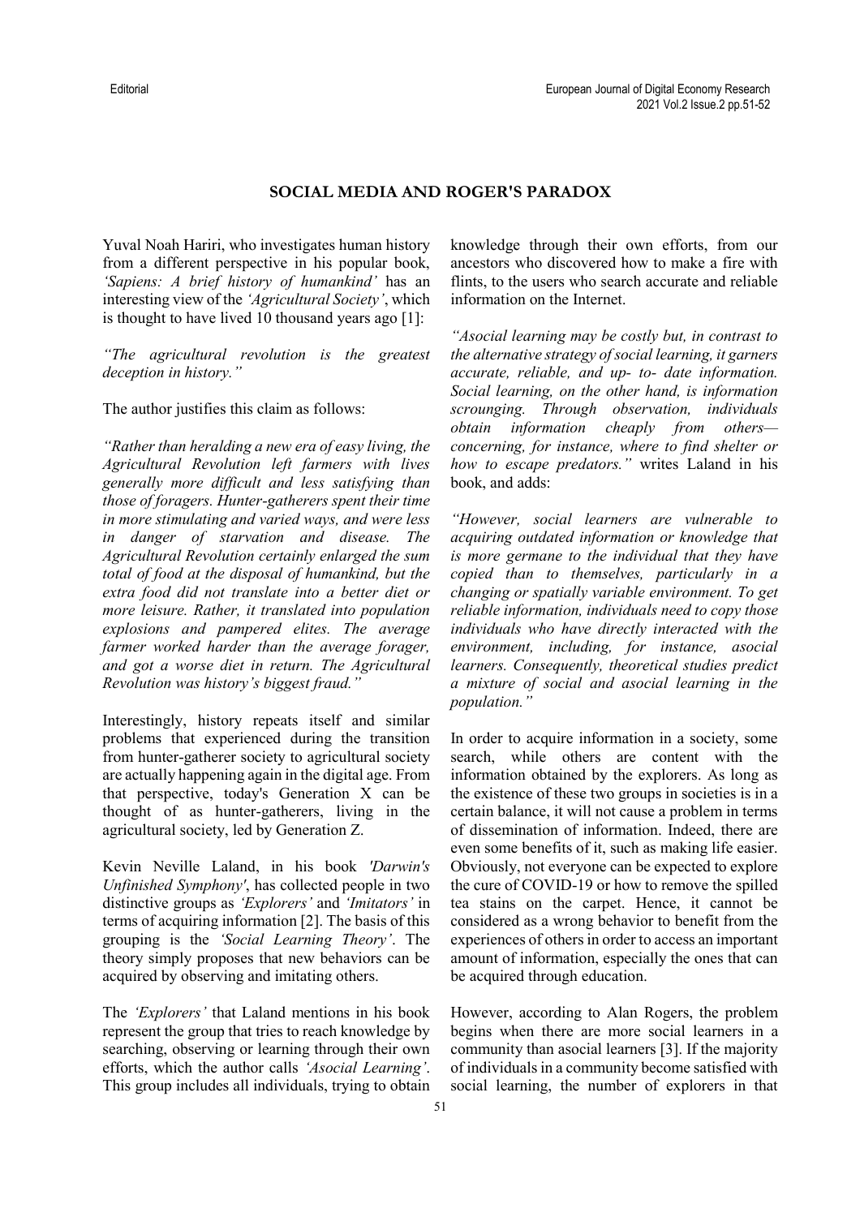# SOCIAL MEDIA AND ROGER'S PARADOX

Yuval Noah Hariri, who investigates human history from a different perspective in his popular book, *'Sapiens: A brief history of humankind'* has an interesting view of the *'Agricultural Society'*, which is thought to have lived 10 thousand years ago [1]:

*"The agricultural revolution is the greatest deception in history."*

The author justifies this claim as follows:

*"Rather than heralding a new era of easy living, the Agricultural Revolution left farmers with lives generally more difficult and less satisfying than those of foragers. Hunter-gatherers spent their time in more stimulating and varied ways, and were less in danger of starvation and disease. The Agricultural Revolution certainly enlarged the sum total of food at the disposal of humankind, but the extra food did not translate into a better diet or more leisure. Rather, it translated into population explosions and pampered elites. The average farmer worked harder than the average forager, and got a worse diet in return. The Agricultural Revolution was history's biggest fraud."*

Interestingly, history repeats itself and similar problems that experienced during the transition from hunter-gatherer society to agricultural society are actually happening again in the digital age. From that perspective, today's Generation X can be thought of as hunter-gatherers, living in the agricultural society, led by Generation Z.

Kevin Neville Laland, in his book *'Darwin's Unfinished Symphony'*, has collected people in two distinctive groups as *'Explorers'* and *'Imitators'* in terms of acquiring information [2]. The basis of this grouping is the *'Social Learning Theory'*. The theory simply proposes that new behaviors can be acquired by observing and imitating others.

The *'Explorers'* that Laland mentions in his book represent the group that tries to reach knowledge by searching, observing or learning through their own efforts, which the author calls *'Asocial Learning'*. This group includes all individuals, trying to obtain knowledge through their own efforts, from our ancestors who discovered how to make a fire with flints, to the users who search accurate and reliable information on the Internet.

*"Asocial learning may be costly but, in contrast to the alternative strategy of social learning, it garners accurate, reliable, and up- to- date information. Social learning, on the other hand, is information scrounging. Through observation, individuals obtain information cheaply from others—concerning, for instance, where to find shelter or how to escape predators."* writes Laland in his book, and adds:

*"However, social learners are vulnerable to acquiring outdated information or knowledge that is more germane to the individual that they have copied than to themselves, particularly in a changing or spatially variable environment. To get reliable information, individuals need to copy those individuals who have directly interacted with the environment, including, for instance, asocial learners. Consequently, theoretical studies predict a mixture of social and asocial learning in the population."*

In order to acquire information in a society, some search, while others are content with the information obtained by the explorers. As long as the existence of these two groups in societies is in a certain balance, it will not cause a problem in terms of dissemination of information. Indeed, there are even some benefits of it, such as making life easier. Obviously, not everyone can be expected to explore the cure of COVID-19 or how to remove the spilled tea stains on the carpet. Hence, it cannot be considered as a wrong behavior to benefit from the experiences of others in order to access an important amount of information, especially the ones that can be acquired through education.

However, according to Alan Rogers, the problem begins when there are more social learners in a community than asocial learners [3]. If the majority of individuals in a community become satisfied with social learning, the number of explorers in that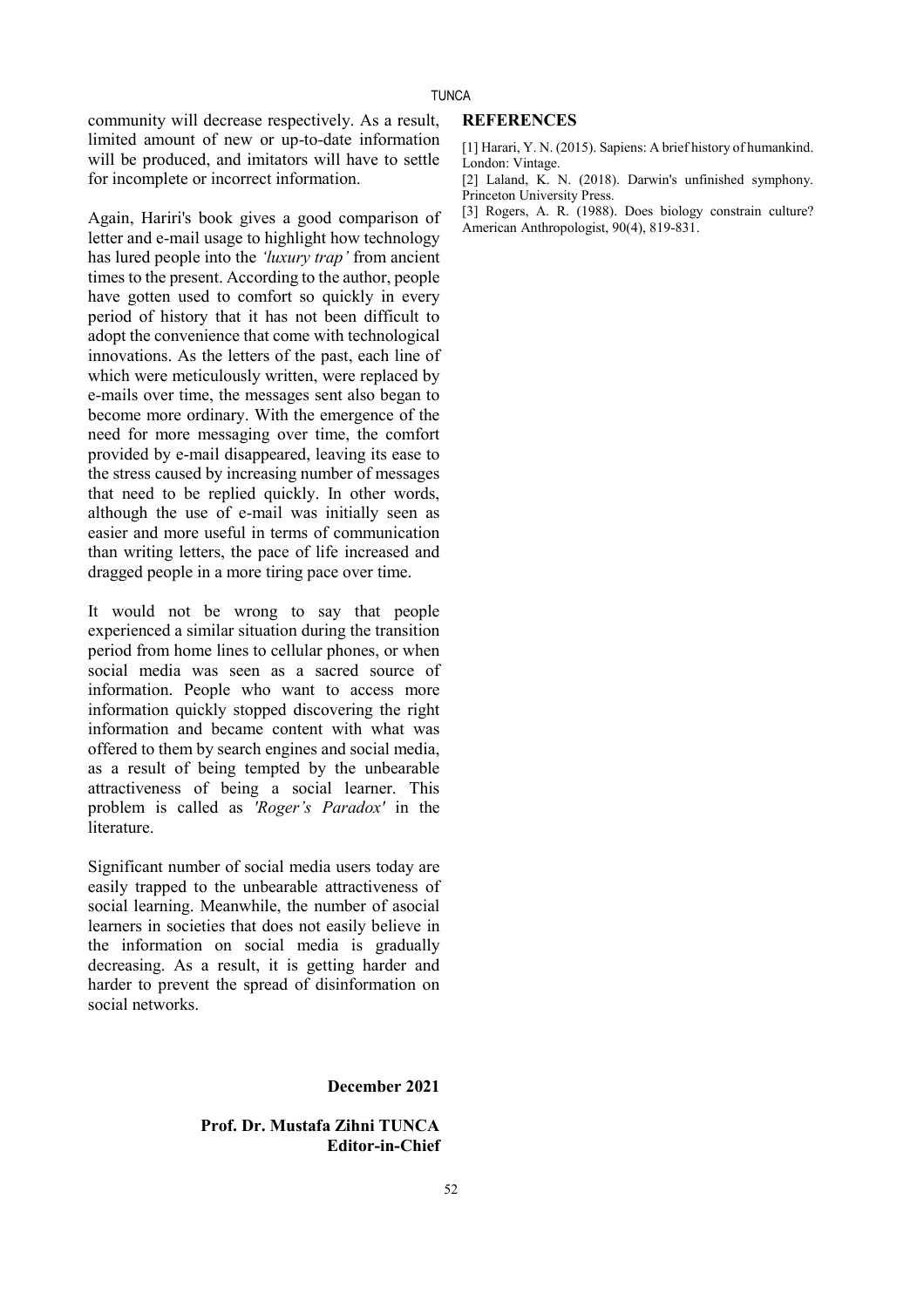community will decrease respectively. As a result, limited amount of new or up-to-date information will be produced, and imitators will have to settle for incomplete or incorrect information.

Again, Hariri's book gives a good comparison of letter and e-mail usage to highlight how technology has lured people into the *'luxury trap'* from ancient times to the present. According to the author, people have gotten used to comfort so quickly in every period of history that it has not been difficult to adopt the convenience that come with technological innovations. As the letters of the past, each line of which were meticulously written, were replaced by e-mails over time, the messages sent also began to become more ordinary. With the emergence of the need for more messaging over time, the comfort provided by e-mail disappeared, leaving its ease to the stress caused by increasing number of messages that need to be replied quickly. In other words, although the use of e-mail was initially seen as easier and more useful in terms of communication than writing letters, the pace of life increased and dragged people in a more tiring pace over time.

It would not be wrong to say that people experienced a similar situation during the transition period from home lines to cellular phones, or when social media was seen as a sacred source of information. People who want to access more information quickly stopped discovering the right information and became content with what was offered to them by search engines and social media, as a result of being tempted by the unbearable attractiveness of being a social learner. This problem is called as *'Roger's Paradox'* in the literature.

Significant number of social media users today are easily trapped to the unbearable attractiveness of social learning. Meanwhile, the number of asocial learners in societies that does not easily believe in the information on social media is gradually decreasing. As a result, it is getting harder and harder to prevent the spread of disinformation on social networks.

**December 2021**

**Prof. Dr. Mustafa Zihni TUNCA**
**Editor-in-Chief**

## REFERENCES

[1] Harari, Y. N. (2015). Sapiens: A brief history of humankind. London: Vintage.

[2] Laland, K. N. (2018). Darwin's unfinished symphony. Princeton University Press.

[3] Rogers, A. R. (1988). Does biology constrain culture? American Anthropologist, 90(4), 819-831.